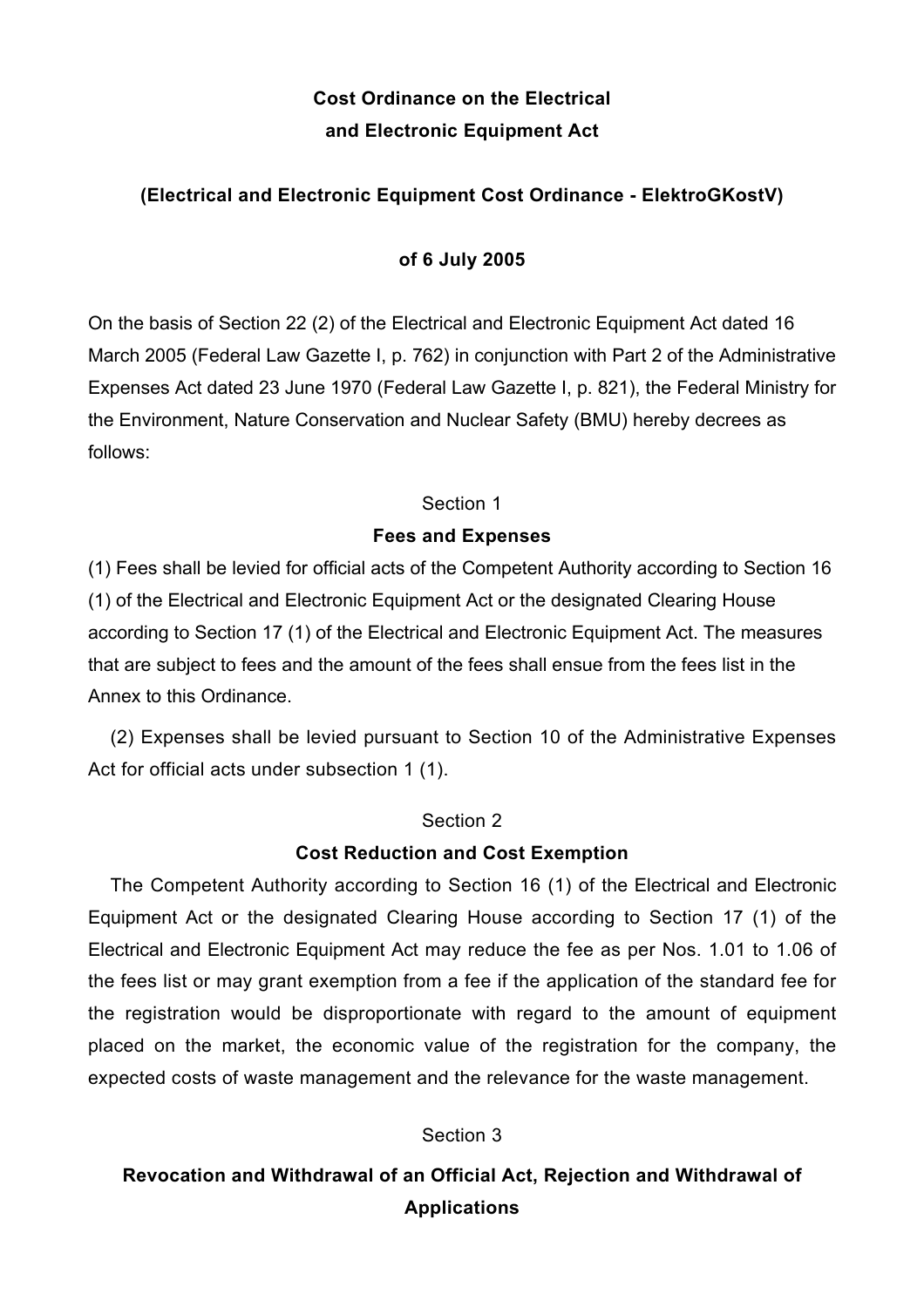# Cost Ordinance on the Electrical and Electronic Equipment Act

## (Electrical and Electronic Equipment Cost Ordinance - ElektroGKostV)

## of 6 July 2005

On the basis of Section 22 (2) of the Electrical and Electronic Equipment Act dated 16 March 2005 (Federal Law Gazette I, p. 762) in conjunction with Part 2 of the Administrative Expenses Act dated 23 June 1970 (Federal Law Gazette I, p. 821), the Federal Ministry for the Environment, Nature Conservation and Nuclear Safety (BMU) hereby decrees as follows:

### Section 1
### Fees and Expenses

(1) Fees shall be levied for official acts of the Competent Authority according to Section 16 (1) of the Electrical and Electronic Equipment Act or the designated Clearing House according to Section 17 (1) of the Electrical and Electronic Equipment Act. The measures that are subject to fees and the amount of the fees shall ensue from the fees list in the Annex to this Ordinance.

(2) Expenses shall be levied pursuant to Section 10 of the Administrative Expenses Act for official acts under subsection 1 (1).

### Section 2
### Cost Reduction and Cost Exemption

The Competent Authority according to Section 16 (1) of the Electrical and Electronic Equipment Act or the designated Clearing House according to Section 17 (1) of the Electrical and Electronic Equipment Act may reduce the fee as per Nos. 1.01 to 1.06 of the fees list or may grant exemption from a fee if the application of the standard fee for the registration would be disproportionate with regard to the amount of equipment placed on the market, the economic value of the registration for the company, the expected costs of waste management and the relevance for the waste management.

### Section 3
### Revocation and Withdrawal of an Official Act, Rejection and Withdrawal of Applications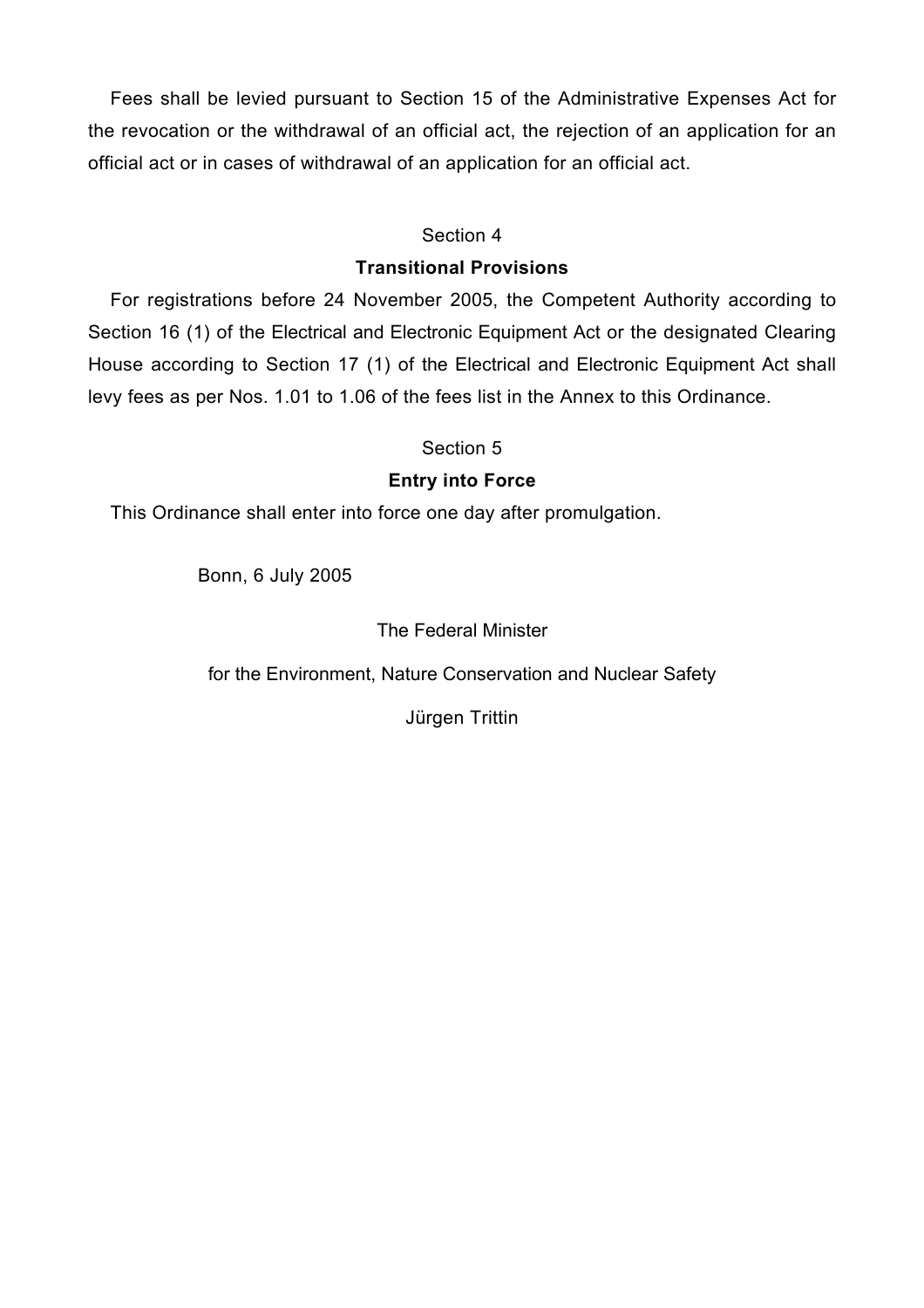Fees shall be levied pursuant to Section 15 of the Administrative Expenses Act for the revocation or the withdrawal of an official act, the rejection of an application for an official act or in cases of withdrawal of an application for an official act.

Section 4

**Transitional Provisions**

For registrations before 24 November 2005, the Competent Authority according to Section 16 (1) of the Electrical and Electronic Equipment Act or the designated Clearing House according to Section 17 (1) of the Electrical and Electronic Equipment Act shall levy fees as per Nos. 1.01 to 1.06 of the fees list in the Annex to this Ordinance.

Section 5

**Entry into Force**

This Ordinance shall enter into force one day after promulgation.

Bonn, 6 July 2005

The Federal Minister

for the Environment, Nature Conservation and Nuclear Safety

Jürgen Trittin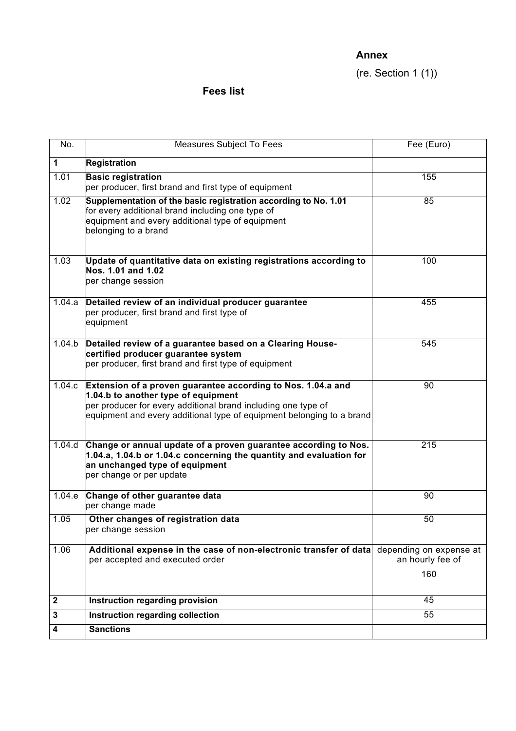**Annex**

(re. Section 1 (1))

## Fees list

| No. | Measures Subject To Fees | Fee (Euro) |
|---|---|---|
| **1** | **Registration** | |
| 1.01 | **Basic registration** per producer, first brand and first type of equipment | 155 |
| 1.02 | **Supplementation of the basic registration according to No. 1.01** for every additional brand including one type of equipment and every additional type of equipment belonging to a brand | 85 |
| 1.03 | **Update of quantitative data on existing registrations according to Nos. 1.01 and 1.02** per change session | 100 |
| 1.04.a | **Detailed review of an individual producer guarantee** per producer, first brand and first type of equipment | 455 |
| 1.04.b | **Detailed review of a guarantee based on a Clearing House-certified producer guarantee system** per producer, first brand and first type of equipment | 545 |
| 1.04.c | **Extension of a proven guarantee according to Nos. 1.04.a and 1.04.b to another type of equipment** per producer for every additional brand including one type of equipment and every additional type of equipment belonging to a brand | 90 |
| 1.04.d | **Change or annual update of a proven guarantee according to Nos. 1.04.a, 1.04.b or 1.04.c concerning the quantity and evaluation for an unchanged type of equipment** per change or per update | 215 |
| 1.04.e | **Change of other guarantee data** per change made | 90 |
| 1.05 | **Other changes of registration data** per change session | 50 |
| 1.06 | **Additional expense in the case of non-electronic transfer of data** per accepted and executed order | depending on expense at an hourly fee of 160 |
| **2** | **Instruction regarding provision** | 45 |
| **3** | **Instruction regarding collection** | 55 |
| **4** | **Sanctions** | |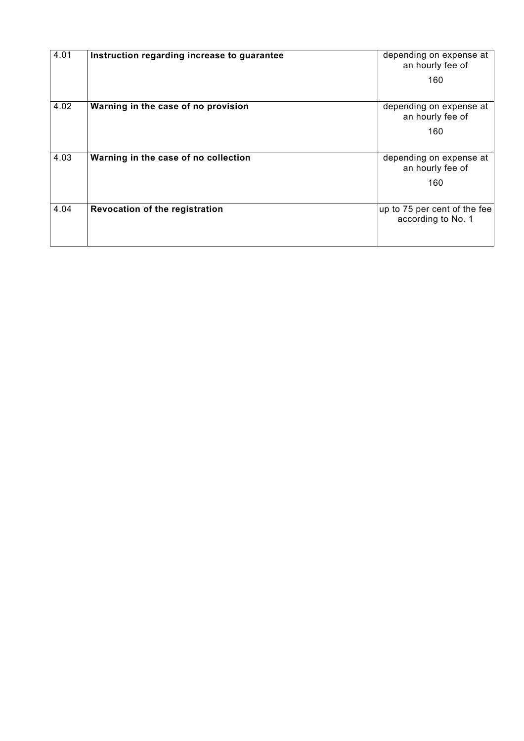| | | |
|---|---|---|
| 4.01 | **Instruction regarding increase to guarantee** | depending on expense at an hourly fee of 160 |
| 4.02 | **Warning in the case of no provision** | depending on expense at an hourly fee of 160 |
| 4.03 | **Warning in the case of no collection** | depending on expense at an hourly fee of 160 |
| 4.04 | **Revocation of the registration** | up to 75 per cent of the fee according to No. 1 |